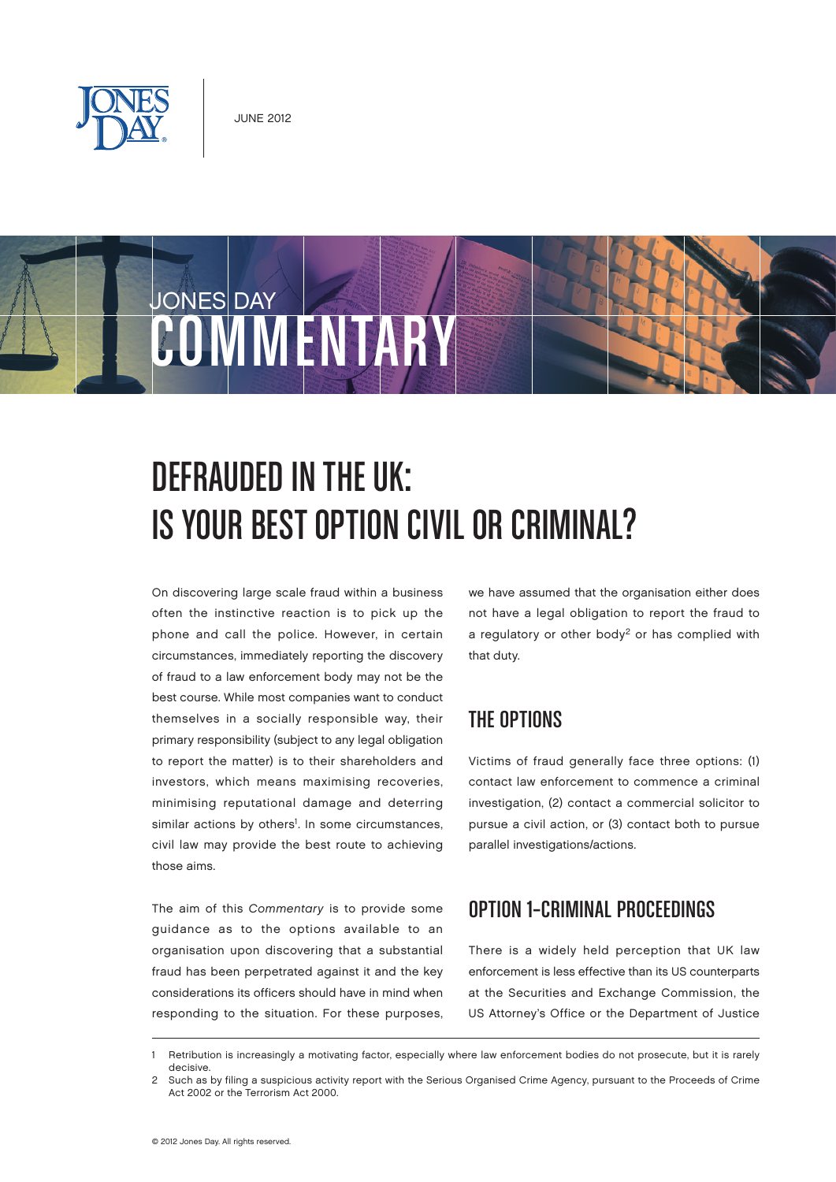JUNE 2012

JONES DAY COMMENTARY

# DEFRAUDED IN THE UK: IS YOUR BEST OPTION CIVIL OR CRIMINAL?

On discovering large scale fraud within a business often the instinctive reaction is to pick up the phone and call the police. However, in certain circumstances, immediately reporting the discovery of fraud to a law enforcement body may not be the best course. While most companies want to conduct themselves in a socially responsible way, their primary responsibility (subject to any legal obligation to report the matter) is to their shareholders and investors, which means maximising recoveries, minimising reputational damage and deterring similar actions by others[1]. In some circumstances, civil law may provide the best route to achieving those aims.

The aim of this *Commentary* is to provide some guidance as to the options available to an organisation upon discovering that a substantial fraud has been perpetrated against it and the key considerations its officers should have in mind when responding to the situation. For these purposes, we have assumed that the organisation either does not have a legal obligation to report the fraud to a regulatory or other body[2] or has complied with that duty.

## THE OPTIONS

Victims of fraud generally face three options: (1) contact law enforcement to commence a criminal investigation, (2) contact a commercial solicitor to pursue a civil action, or (3) contact both to pursue parallel investigations/actions.

## OPTION 1–CRIMINAL PROCEEDINGS

There is a widely held perception that UK law enforcement is less effective than its US counterparts at the Securities and Exchange Commission, the US Attorney's Office or the Department of Justice

---

1 Retribution is increasingly a motivating factor, especially where law enforcement bodies do not prosecute, but it is rarely decisive.

2 Such as by filing a suspicious activity report with the Serious Organised Crime Agency, pursuant to the Proceeds of Crime Act 2002 or the Terrorism Act 2000.

© 2012 Jones Day. All rights reserved.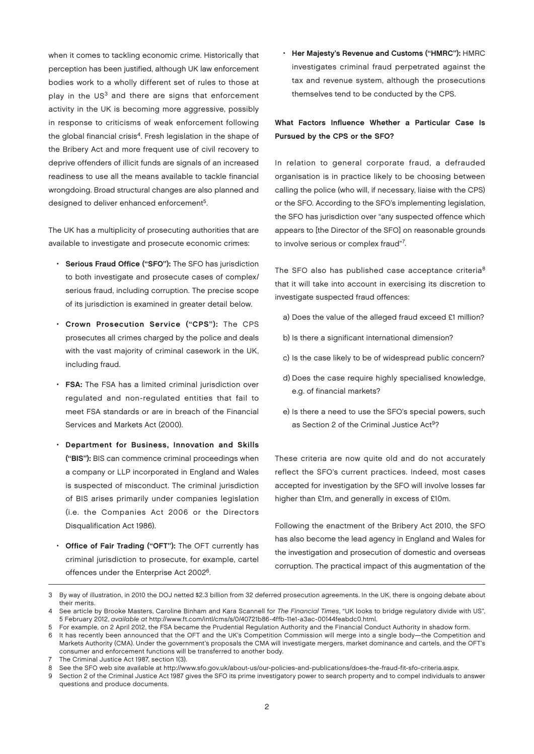when it comes to tackling economic crime. Historically that perception has been justified, although UK law enforcement bodies work to a wholly different set of rules to those at play in the US[3] and there are signs that enforcement activity in the UK is becoming more aggressive, possibly in response to criticisms of weak enforcement following the global financial crisis[4]. Fresh legislation in the shape of the Bribery Act and more frequent use of civil recovery to deprive offenders of illicit funds are signals of an increased readiness to use all the means available to tackle financial wrongdoing. Broad structural changes are also planned and designed to deliver enhanced enforcement[5].

The UK has a multiplicity of prosecuting authorities that are available to investigate and prosecute economic crimes:

- **Serious Fraud Office ("SFO"):** The SFO has jurisdiction to both investigate and prosecute cases of complex/serious fraud, including corruption. The precise scope of its jurisdiction is examined in greater detail below.
- **Crown Prosecution Service ("CPS"):** The CPS prosecutes all crimes charged by the police and deals with the vast majority of criminal casework in the UK, including fraud.
- **FSA:** The FSA has a limited criminal jurisdiction over regulated and non-regulated entities that fail to meet FSA standards or are in breach of the Financial Services and Markets Act (2000).
- **Department for Business, Innovation and Skills ("BIS"):** BIS can commence criminal proceedings when a company or LLP incorporated in England and Wales is suspected of misconduct. The criminal jurisdiction of BIS arises primarily under companies legislation (i.e. the Companies Act 2006 or the Directors Disqualification Act 1986).
- **Office of Fair Trading ("OFT"):** The OFT currently has criminal jurisdiction to prosecute, for example, cartel offences under the Enterprise Act 2002[6].
- **Her Majesty's Revenue and Customs ("HMRC"):** HMRC investigates criminal fraud perpetrated against the tax and revenue system, although the prosecutions themselves tend to be conducted by the CPS.

### What Factors Influence Whether a Particular Case Is Pursued by the CPS or the SFO?

In relation to general corporate fraud, a defrauded organisation is in practice likely to be choosing between calling the police (who will, if necessary, liaise with the CPS) or the SFO. According to the SFO's implementing legislation, the SFO has jurisdiction over "any suspected offence which appears to [the Director of the SFO] on reasonable grounds to involve serious or complex fraud"[7].

The SFO also has published case acceptance criteria[8] that it will take into account in exercising its discretion to investigate suspected fraud offences:

a) Does the value of the alleged fraud exceed £1 million?

b) Is there a significant international dimension?

c) Is the case likely to be of widespread public concern?

d) Does the case require highly specialised knowledge, e.g. of financial markets?

e) Is there a need to use the SFO's special powers, such as Section 2 of the Criminal Justice Act[9]?

These criteria are now quite old and do not accurately reflect the SFO's current practices. Indeed, most cases accepted for investigation by the SFO will involve losses far higher than £1m, and generally in excess of £10m.

Following the enactment of the Bribery Act 2010, the SFO has also become the lead agency in England and Wales for the investigation and prosecution of domestic and overseas corruption. The practical impact of this augmentation of the

---

3 By way of illustration, in 2010 the DOJ netted $2.3 billion from 32 deferred prosecution agreements. In the UK, there is ongoing debate about their merits.

4 See article by Brooke Masters, Caroline Binham and Kara Scannell for *The Financial Times*, "UK looks to bridge regulatory divide with US", 5 February 2012, *available at* http://www.ft.com/intl/cms/s/0/40721b86-4ffb-11e1-a3ac-00144feabdc0.html.

5 For example, on 2 April 2012, the FSA became the Prudential Regulation Authority and the Financial Conduct Authority in shadow form.

6 It has recently been announced that the OFT and the UK's Competition Commission will merge into a single body—the Competition and Markets Authority (CMA). Under the government's proposals the CMA will investigate mergers, market dominance and cartels, and the OFT's consumer and enforcement functions will be transferred to another body.

7 The Criminal Justice Act 1987, section 1(3).

8 See the SFO web site available at http://www.sfo.gov.uk/about-us/our-policies-and-publications/does-the-fraud-fit-sfo-criteria.aspx.

9 Section 2 of the Criminal Justice Act 1987 gives the SFO its prime investigatory power to search property and to compel individuals to answer questions and produce documents.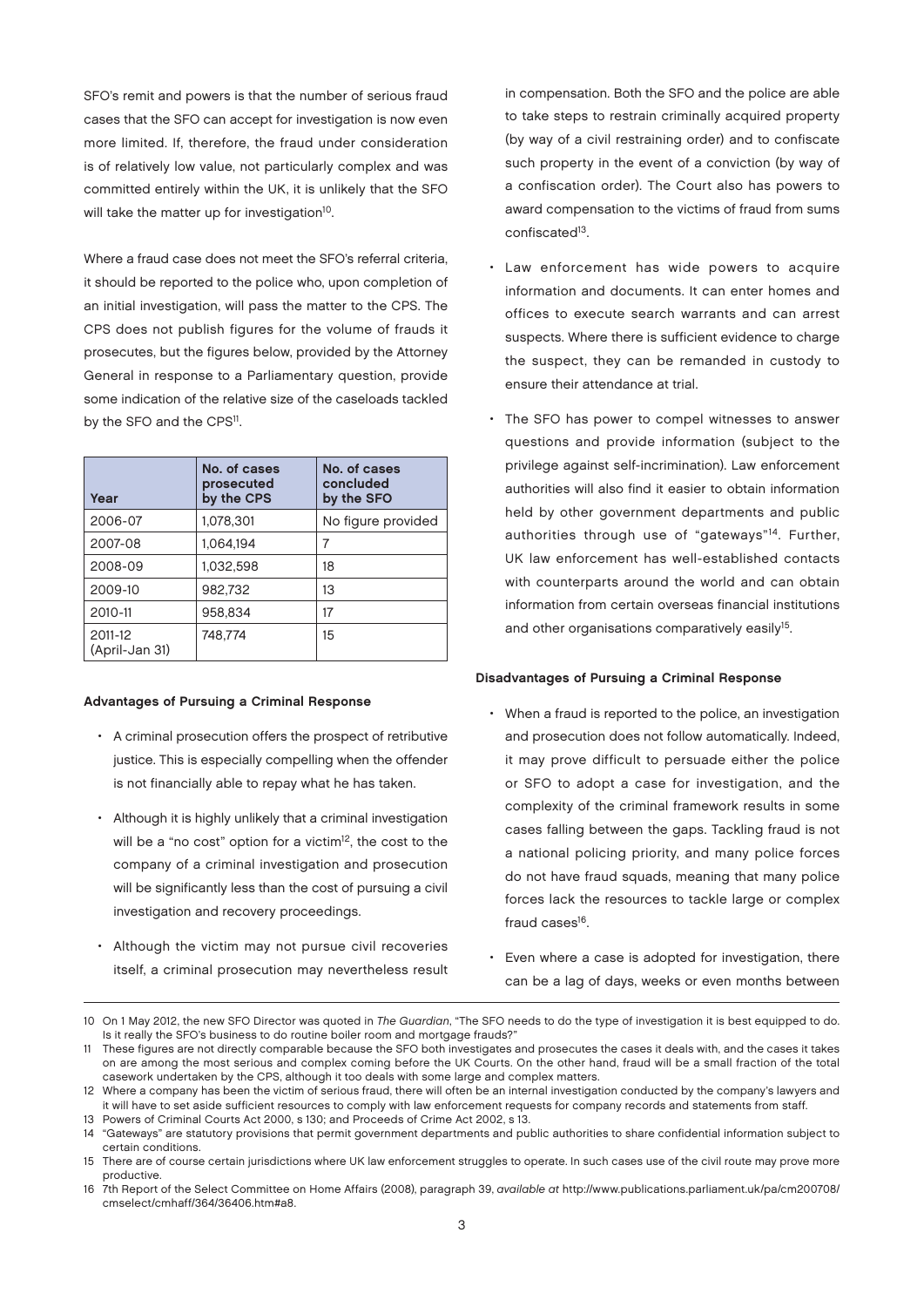SFO's remit and powers is that the number of serious fraud cases that the SFO can accept for investigation is now even more limited. If, therefore, the fraud under consideration is of relatively low value, not particularly complex and was committed entirely within the UK, it is unlikely that the SFO will take the matter up for investigation[10].

Where a fraud case does not meet the SFO's referral criteria, it should be reported to the police who, upon completion of an initial investigation, will pass the matter to the CPS. The CPS does not publish figures for the volume of frauds it prosecutes, but the figures below, provided by the Attorney General in response to a Parliamentary question, provide some indication of the relative size of the caseloads tackled by the SFO and the CPS[11].

| Year | No. of cases prosecuted by the CPS | No. of cases concluded by the SFO |
|---|---|---|
| 2006-07 | 1,078,301 | No figure provided |
| 2007-08 | 1,064,194 | 7 |
| 2008-09 | 1,032,598 | 18 |
| 2009-10 | 982,732 | 13 |
| 2010-11 | 958,834 | 17 |
| 2011-12 (April-Jan 31) | 748,774 | 15 |

**Advantages of Pursuing a Criminal Response**

- A criminal prosecution offers the prospect of retributive justice. This is especially compelling when the offender is not financially able to repay what he has taken.
- Although it is highly unlikely that a criminal investigation will be a "no cost" option for a victim[12], the cost to the company of a criminal investigation and prosecution will be significantly less than the cost of pursuing a civil investigation and recovery proceedings.
- Although the victim may not pursue civil recoveries itself, a criminal prosecution may nevertheless result in compensation. Both the SFO and the police are able to take steps to restrain criminally acquired property (by way of a civil restraining order) and to confiscate such property in the event of a conviction (by way of a confiscation order). The Court also has powers to award compensation to the victims of fraud from sums confiscated[13].
- Law enforcement has wide powers to acquire information and documents. It can enter homes and offices to execute search warrants and can arrest suspects. Where there is sufficient evidence to charge the suspect, they can be remanded in custody to ensure their attendance at trial.
- The SFO has power to compel witnesses to answer questions and provide information (subject to the privilege against self-incrimination). Law enforcement authorities will also find it easier to obtain information held by other government departments and public authorities through use of "gateways"[14]. Further, UK law enforcement has well-established contacts with counterparts around the world and can obtain information from certain overseas financial institutions and other organisations comparatively easily[15].

**Disadvantages of Pursuing a Criminal Response**

- When a fraud is reported to the police, an investigation and prosecution does not follow automatically. Indeed, it may prove difficult to persuade either the police or SFO to adopt a case for investigation, and the complexity of the criminal framework results in some cases falling between the gaps. Tackling fraud is not a national policing priority, and many police forces do not have fraud squads, meaning that many police forces lack the resources to tackle large or complex fraud cases[16].
- Even where a case is adopted for investigation, there can be a lag of days, weeks or even months between

---

10 On 1 May 2012, the new SFO Director was quoted in *The Guardian*, "The SFO needs to do the type of investigation it is best equipped to do. Is it really the SFO's business to do routine boiler room and mortgage frauds?"

11 These figures are not directly comparable because the SFO both investigates and prosecutes the cases it deals with, and the cases it takes on are among the most serious and complex coming before the UK Courts. On the other hand, fraud will be a small fraction of the total casework undertaken by the CPS, although it too deals with some large and complex matters.

12 Where a company has been the victim of serious fraud, there will often be an internal investigation conducted by the company's lawyers and it will have to set aside sufficient resources to comply with law enforcement requests for company records and statements from staff.

13 Powers of Criminal Courts Act 2000, s 130; and Proceeds of Crime Act 2002, s 13.

14 "Gateways" are statutory provisions that permit government departments and public authorities to share confidential information subject to certain conditions.

15 There are of course certain jurisdictions where UK law enforcement struggles to operate. In such cases use of the civil route may prove more productive.

16 7th Report of the Select Committee on Home Affairs (2008), paragraph 39, *available at* http://www.publications.parliament.uk/pa/cm200708/cmselect/cmhaff/364/36406.htm#a8.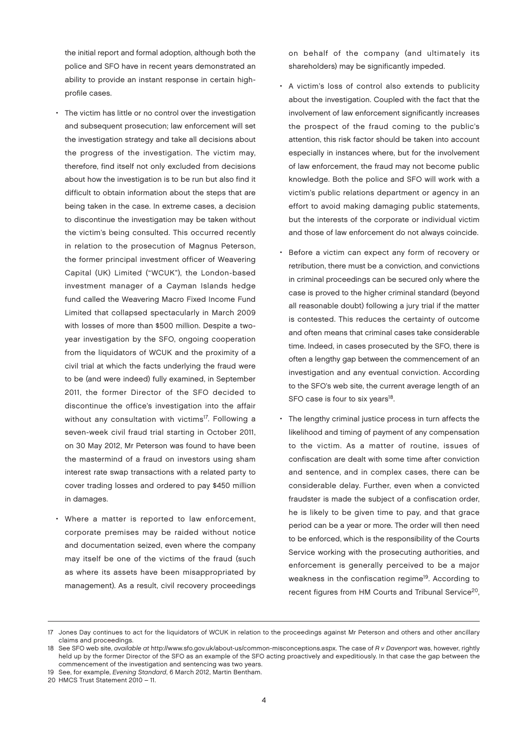the initial report and formal adoption, although both the police and SFO have in recent years demonstrated an ability to provide an instant response in certain high-profile cases.

- The victim has little or no control over the investigation and subsequent prosecution; law enforcement will set the investigation strategy and take all decisions about the progress of the investigation. The victim may, therefore, find itself not only excluded from decisions about how the investigation is to be run but also find it difficult to obtain information about the steps that are being taken in the case. In extreme cases, a decision to discontinue the investigation may be taken without the victim's being consulted. This occurred recently in relation to the prosecution of Magnus Peterson, the former principal investment officer of Weavering Capital (UK) Limited ("WCUK"), the London-based investment manager of a Cayman Islands hedge fund called the Weavering Macro Fixed Income Fund Limited that collapsed spectacularly in March 2009 with losses of more than $500 million. Despite a two-year investigation by the SFO, ongoing cooperation from the liquidators of WCUK and the proximity of a civil trial at which the facts underlying the fraud were to be (and were indeed) fully examined, in September 2011, the former Director of the SFO decided to discontinue the office's investigation into the affair without any consultation with victims[17]. Following a seven-week civil fraud trial starting in October 2011, on 30 May 2012, Mr Peterson was found to have been the mastermind of a fraud on investors using sham interest rate swap transactions with a related party to cover trading losses and ordered to pay $450 million in damages.

- Where a matter is reported to law enforcement, corporate premises may be raided without notice and documentation seized, even where the company may itself be one of the victims of the fraud (such as where its assets have been misappropriated by management). As a result, civil recovery proceedings on behalf of the company (and ultimately its shareholders) may be significantly impeded.

- A victim's loss of control also extends to publicity about the investigation. Coupled with the fact that the involvement of law enforcement significantly increases the prospect of the fraud coming to the public's attention, this risk factor should be taken into account especially in instances where, but for the involvement of law enforcement, the fraud may not become public knowledge. Both the police and SFO will work with a victim's public relations department or agency in an effort to avoid making damaging public statements, but the interests of the corporate or individual victim and those of law enforcement do not always coincide.

- Before a victim can expect any form of recovery or retribution, there must be a conviction, and convictions in criminal proceedings can be secured only where the case is proved to the higher criminal standard (beyond all reasonable doubt) following a jury trial if the matter is contested. This reduces the certainty of outcome and often means that criminal cases take considerable time. Indeed, in cases prosecuted by the SFO, there is often a lengthy gap between the commencement of an investigation and any eventual conviction. According to the SFO's web site, the current average length of an SFO case is four to six years[18].

- The lengthy criminal justice process in turn affects the likelihood and timing of payment of any compensation to the victim. As a matter of routine, issues of confiscation are dealt with some time after conviction and sentence, and in complex cases, there can be considerable delay. Further, even when a convicted fraudster is made the subject of a confiscation order, he is likely to be given time to pay, and that grace period can be a year or more. The order will then need to be enforced, which is the responsibility of the Courts Service working with the prosecuting authorities, and enforcement is generally perceived to be a major weakness in the confiscation regime[19]. According to recent figures from HM Courts and Tribunal Service[20],

---

17 Jones Day continues to act for the liquidators of WCUK in relation to the proceedings against Mr Peterson and others and other ancillary claims and proceedings.

18 See SFO web site, *available at* http://www.sfo.gov.uk/about-us/common-misconceptions.aspx. The case of *R v Davenport* was, however, rightly held up by the former Director of the SFO as an example of the SFO acting proactively and expeditiously. In that case the gap between the commencement of the investigation and sentencing was two years.

19 See, for example, *Evening Standard*, 6 March 2012, Martin Bentham.

20 HMCS Trust Statement 2010 – 11.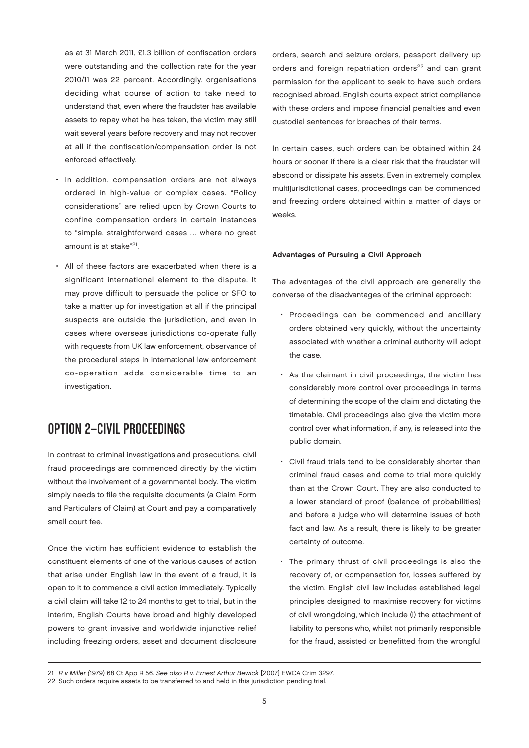as at 31 March 2011, £1.3 billion of confiscation orders were outstanding and the collection rate for the year 2010/11 was 22 percent. Accordingly, organisations deciding what course of action to take need to understand that, even where the fraudster has available assets to repay what he has taken, the victim may still wait several years before recovery and may not recover at all if the confiscation/compensation order is not enforced effectively.

- In addition, compensation orders are not always ordered in high-value or complex cases. "Policy considerations" are relied upon by Crown Courts to confine compensation orders in certain instances to "simple, straightforward cases … where no great amount is at stake"[21].
- All of these factors are exacerbated when there is a significant international element to the dispute. It may prove difficult to persuade the police or SFO to take a matter up for investigation at all if the principal suspects are outside the jurisdiction, and even in cases where overseas jurisdictions co-operate fully with requests from UK law enforcement, observance of the procedural steps in international law enforcement co-operation adds considerable time to an investigation.

## OPTION 2–CIVIL PROCEEDINGS

In contrast to criminal investigations and prosecutions, civil fraud proceedings are commenced directly by the victim without the involvement of a governmental body. The victim simply needs to file the requisite documents (a Claim Form and Particulars of Claim) at Court and pay a comparatively small court fee.

Once the victim has sufficient evidence to establish the constituent elements of one of the various causes of action that arise under English law in the event of a fraud, it is open to it to commence a civil action immediately. Typically a civil claim will take 12 to 24 months to get to trial, but in the interim, English Courts have broad and highly developed powers to grant invasive and worldwide injunctive relief including freezing orders, asset and document disclosure orders, search and seizure orders, passport delivery up orders and foreign repatriation orders[22] and can grant permission for the applicant to seek to have such orders recognised abroad. English courts expect strict compliance with these orders and impose financial penalties and even custodial sentences for breaches of their terms.

In certain cases, such orders can be obtained within 24 hours or sooner if there is a clear risk that the fraudster will abscond or dissipate his assets. Even in extremely complex multijurisdictional cases, proceedings can be commenced and freezing orders obtained within a matter of days or weeks.

### Advantages of Pursuing a Civil Approach

The advantages of the civil approach are generally the converse of the disadvantages of the criminal approach:

- Proceedings can be commenced and ancillary orders obtained very quickly, without the uncertainty associated with whether a criminal authority will adopt the case.
- As the claimant in civil proceedings, the victim has considerably more control over proceedings in terms of determining the scope of the claim and dictating the timetable. Civil proceedings also give the victim more control over what information, if any, is released into the public domain.
- Civil fraud trials tend to be considerably shorter than criminal fraud cases and come to trial more quickly than at the Crown Court. They are also conducted to a lower standard of proof (balance of probabilities) and before a judge who will determine issues of both fact and law. As a result, there is likely to be greater certainty of outcome.
- The primary thrust of civil proceedings is also the recovery of, or compensation for, losses suffered by the victim. English civil law includes established legal principles designed to maximise recovery for victims of civil wrongdoing, which include (i) the attachment of liability to persons who, whilst not primarily responsible for the fraud, assisted or benefitted from the wrongful

---

21 *R v Miller* (1979) 68 Ct App R 56. *See also R v. Ernest Arthur Bewick* [2007] EWCA Crim 3297.

22 Such orders require assets to be transferred to and held in this jurisdiction pending trial.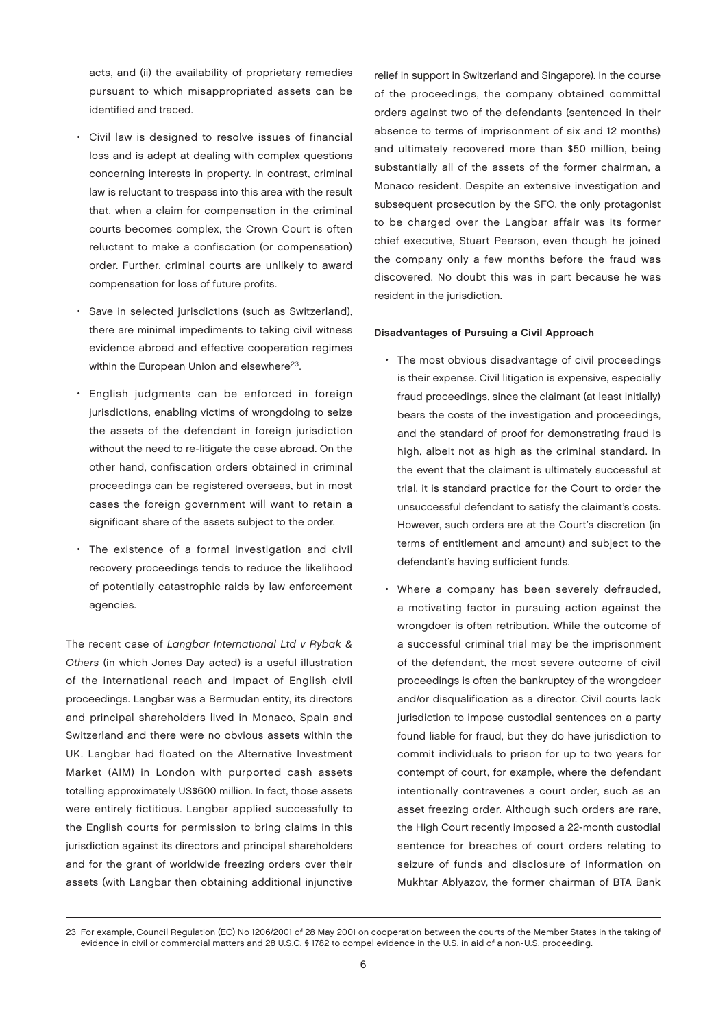acts, and (ii) the availability of proprietary remedies pursuant to which misappropriated assets can be identified and traced.

- Civil law is designed to resolve issues of financial loss and is adept at dealing with complex questions concerning interests in property. In contrast, criminal law is reluctant to trespass into this area with the result that, when a claim for compensation in the criminal courts becomes complex, the Crown Court is often reluctant to make a confiscation (or compensation) order. Further, criminal courts are unlikely to award compensation for loss of future profits.
- Save in selected jurisdictions (such as Switzerland), there are minimal impediments to taking civil witness evidence abroad and effective cooperation regimes within the European Union and elsewhere[23].
- English judgments can be enforced in foreign jurisdictions, enabling victims of wrongdoing to seize the assets of the defendant in foreign jurisdiction without the need to re-litigate the case abroad. On the other hand, confiscation orders obtained in criminal proceedings can be registered overseas, but in most cases the foreign government will want to retain a significant share of the assets subject to the order.
- The existence of a formal investigation and civil recovery proceedings tends to reduce the likelihood of potentially catastrophic raids by law enforcement agencies.

The recent case of *Langbar International Ltd v Rybak & Others* (in which Jones Day acted) is a useful illustration of the international reach and impact of English civil proceedings. Langbar was a Bermudan entity, its directors and principal shareholders lived in Monaco, Spain and Switzerland and there were no obvious assets within the UK. Langbar had floated on the Alternative Investment Market (AIM) in London with purported cash assets totalling approximately US$600 million. In fact, those assets were entirely fictitious. Langbar applied successfully to the English courts for permission to bring claims in this jurisdiction against its directors and principal shareholders and for the grant of worldwide freezing orders over their assets (with Langbar then obtaining additional injunctive relief in support in Switzerland and Singapore). In the course of the proceedings, the company obtained committal orders against two of the defendants (sentenced in their absence to terms of imprisonment of six and 12 months) and ultimately recovered more than $50 million, being substantially all of the assets of the former chairman, a Monaco resident. Despite an extensive investigation and subsequent prosecution by the SFO, the only protagonist to be charged over the Langbar affair was its former chief executive, Stuart Pearson, even though he joined the company only a few months before the fraud was discovered. No doubt this was in part because he was resident in the jurisdiction.

### Disadvantages of Pursuing a Civil Approach

- The most obvious disadvantage of civil proceedings is their expense. Civil litigation is expensive, especially fraud proceedings, since the claimant (at least initially) bears the costs of the investigation and proceedings, and the standard of proof for demonstrating fraud is high, albeit not as high as the criminal standard. In the event that the claimant is ultimately successful at trial, it is standard practice for the Court to order the unsuccessful defendant to satisfy the claimant's costs. However, such orders are at the Court's discretion (in terms of entitlement and amount) and subject to the defendant's having sufficient funds.
- Where a company has been severely defrauded, a motivating factor in pursuing action against the wrongdoer is often retribution. While the outcome of a successful criminal trial may be the imprisonment of the defendant, the most severe outcome of civil proceedings is often the bankruptcy of the wrongdoer and/or disqualification as a director. Civil courts lack jurisdiction to impose custodial sentences on a party found liable for fraud, but they do have jurisdiction to commit individuals to prison for up to two years for contempt of court, for example, where the defendant intentionally contravenes a court order, such as an asset freezing order. Although such orders are rare, the High Court recently imposed a 22-month custodial sentence for breaches of court orders relating to seizure of funds and disclosure of information on Mukhtar Ablyazov, the former chairman of BTA Bank

---

[23] For example, Council Regulation (EC) No 1206/2001 of 28 May 2001 on cooperation between the courts of the Member States in the taking of evidence in civil or commercial matters and 28 U.S.C. § 1782 to compel evidence in the U.S. in aid of a non-U.S. proceeding.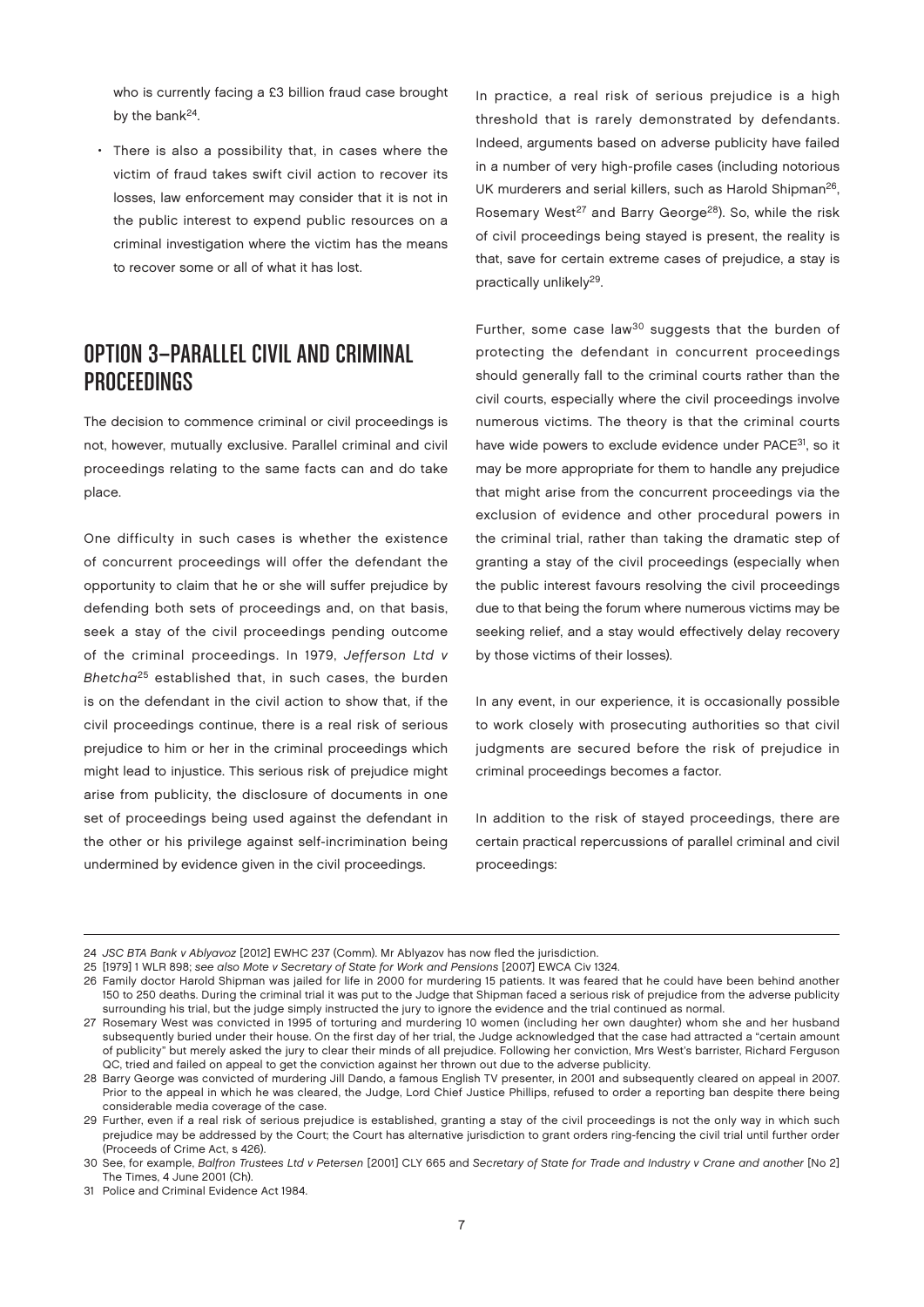who is currently facing a £3 billion fraud case brought by the bank[24].

- There is also a possibility that, in cases where the victim of fraud takes swift civil action to recover its losses, law enforcement may consider that it is not in the public interest to expend public resources on a criminal investigation where the victim has the means to recover some or all of what it has lost.

## OPTION 3–PARALLEL CIVIL AND CRIMINAL PROCEEDINGS

The decision to commence criminal or civil proceedings is not, however, mutually exclusive. Parallel criminal and civil proceedings relating to the same facts can and do take place.

One difficulty in such cases is whether the existence of concurrent proceedings will offer the defendant the opportunity to claim that he or she will suffer prejudice by defending both sets of proceedings and, on that basis, seek a stay of the civil proceedings pending outcome of the criminal proceedings. In 1979, *Jefferson Ltd v Bhetcha*[25] established that, in such cases, the burden is on the defendant in the civil action to show that, if the civil proceedings continue, there is a real risk of serious prejudice to him or her in the criminal proceedings which might lead to injustice. This serious risk of prejudice might arise from publicity, the disclosure of documents in one set of proceedings being used against the defendant in the other or his privilege against self-incrimination being undermined by evidence given in the civil proceedings.

In practice, a real risk of serious prejudice is a high threshold that is rarely demonstrated by defendants. Indeed, arguments based on adverse publicity have failed in a number of very high-profile cases (including notorious UK murderers and serial killers, such as Harold Shipman[26], Rosemary West[27] and Barry George[28]). So, while the risk of civil proceedings being stayed is present, the reality is that, save for certain extreme cases of prejudice, a stay is practically unlikely[29].

Further, some case law[30] suggests that the burden of protecting the defendant in concurrent proceedings should generally fall to the criminal courts rather than the civil courts, especially where the civil proceedings involve numerous victims. The theory is that the criminal courts have wide powers to exclude evidence under PACE[31], so it may be more appropriate for them to handle any prejudice that might arise from the concurrent proceedings via the exclusion of evidence and other procedural powers in the criminal trial, rather than taking the dramatic step of granting a stay of the civil proceedings (especially when the public interest favours resolving the civil proceedings due to that being the forum where numerous victims may be seeking relief, and a stay would effectively delay recovery by those victims of their losses).

In any event, in our experience, it is occasionally possible to work closely with prosecuting authorities so that civil judgments are secured before the risk of prejudice in criminal proceedings becomes a factor.

In addition to the risk of stayed proceedings, there are certain practical repercussions of parallel criminal and civil proceedings:

---

24 *JSC BTA Bank v Ablyavoz* [2012] EWHC 237 (Comm). Mr Ablyazov has now fled the jurisdiction.

25 [1979] 1 WLR 898; *see also Mote v Secretary of State for Work and Pensions* [2007] EWCA Civ 1324.

26 Family doctor Harold Shipman was jailed for life in 2000 for murdering 15 patients. It was feared that he could have been behind another 150 to 250 deaths. During the criminal trial it was put to the Judge that Shipman faced a serious risk of prejudice from the adverse publicity surrounding his trial, but the judge simply instructed the jury to ignore the evidence and the trial continued as normal.

27 Rosemary West was convicted in 1995 of torturing and murdering 10 women (including her own daughter) whom she and her husband subsequently buried under their house. On the first day of her trial, the Judge acknowledged that the case had attracted a "certain amount of publicity" but merely asked the jury to clear their minds of all prejudice. Following her conviction, Mrs West's barrister, Richard Ferguson QC, tried and failed on appeal to get the conviction against her thrown out due to the adverse publicity.

28 Barry George was convicted of murdering Jill Dando, a famous English TV presenter, in 2001 and subsequently cleared on appeal in 2007. Prior to the appeal in which he was cleared, the Judge, Lord Chief Justice Phillips, refused to order a reporting ban despite there being considerable media coverage of the case.

29 Further, even if a real risk of serious prejudice is established, granting a stay of the civil proceedings is not the only way in which such prejudice may be addressed by the Court; the Court has alternative jurisdiction to grant orders ring-fencing the civil trial until further order (Proceeds of Crime Act, s 426).

30 See, for example, *Balfron Trustees Ltd v Petersen* [2001] CLY 665 and *Secretary of State for Trade and Industry v Crane and another* [No 2] The Times, 4 June 2001 (Ch).

31 Police and Criminal Evidence Act 1984.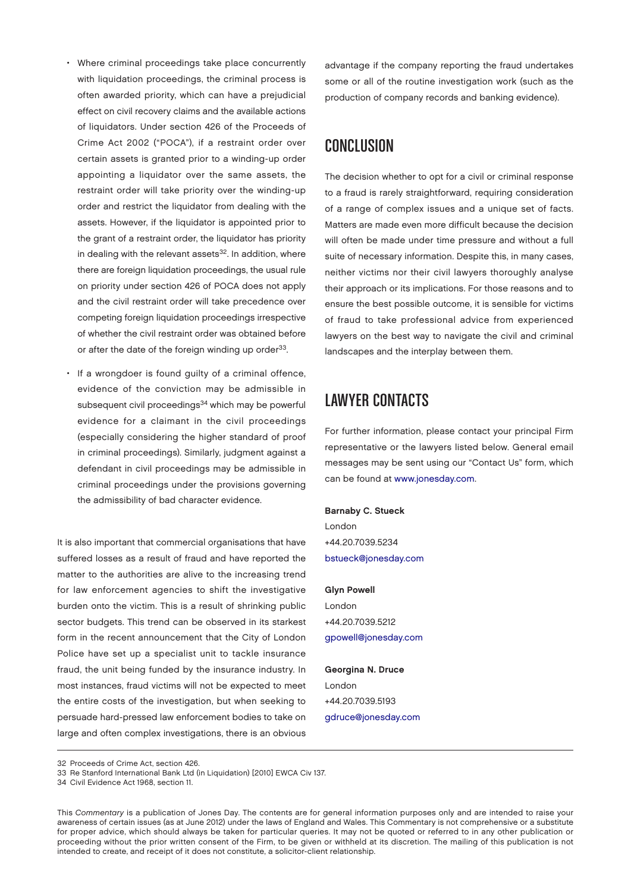- Where criminal proceedings take place concurrently with liquidation proceedings, the criminal process is often awarded priority, which can have a prejudicial effect on civil recovery claims and the available actions of liquidators. Under section 426 of the Proceeds of Crime Act 2002 ("POCA"), if a restraint order over certain assets is granted prior to a winding-up order appointing a liquidator over the same assets, the restraint order will take priority over the winding-up order and restrict the liquidator from dealing with the assets. However, if the liquidator is appointed prior to the grant of a restraint order, the liquidator has priority in dealing with the relevant assets[32]. In addition, where there are foreign liquidation proceedings, the usual rule on priority under section 426 of POCA does not apply and the civil restraint order will take precedence over competing foreign liquidation proceedings irrespective of whether the civil restraint order was obtained before or after the date of the foreign winding up order[33].
- If a wrongdoer is found guilty of a criminal offence, evidence of the conviction may be admissible in subsequent civil proceedings[34] which may be powerful evidence for a claimant in the civil proceedings (especially considering the higher standard of proof in criminal proceedings). Similarly, judgment against a defendant in civil proceedings may be admissible in criminal proceedings under the provisions governing the admissibility of bad character evidence.

It is also important that commercial organisations that have suffered losses as a result of fraud and have reported the matter to the authorities are alive to the increasing trend for law enforcement agencies to shift the investigative burden onto the victim. This is a result of shrinking public sector budgets. This trend can be observed in its starkest form in the recent announcement that the City of London Police have set up a specialist unit to tackle insurance fraud, the unit being funded by the insurance industry. In most instances, fraud victims will not be expected to meet the entire costs of the investigation, but when seeking to persuade hard-pressed law enforcement bodies to take on large and often complex investigations, there is an obvious advantage if the company reporting the fraud undertakes some or all of the routine investigation work (such as the production of company records and banking evidence).

## CONCLUSION

The decision whether to opt for a civil or criminal response to a fraud is rarely straightforward, requiring consideration of a range of complex issues and a unique set of facts. Matters are made even more difficult because the decision will often be made under time pressure and without a full suite of necessary information. Despite this, in many cases, neither victims nor their civil lawyers thoroughly analyse their approach or its implications. For those reasons and to ensure the best possible outcome, it is sensible for victims of fraud to take professional advice from experienced lawyers on the best way to navigate the civil and criminal landscapes and the interplay between them.

## LAWYER CONTACTS

For further information, please contact your principal Firm representative or the lawyers listed below. General email messages may be sent using our "Contact Us" form, which can be found at www.jonesday.com.

**Barnaby C. Stueck**
London
+44.20.7039.5234
bstueck@jonesday.com

**Glyn Powell**
London
+44.20.7039.5212
gpowell@jonesday.com

**Georgina N. Druce**
London
+44.20.7039.5193
gdruce@jonesday.com

---

32 Proceeds of Crime Act, section 426.
33 Re Stanford International Bank Ltd (in Liquidation) [2010] EWCA Civ 137.
34 Civil Evidence Act 1968, section 11.

This *Commentary* is a publication of Jones Day. The contents are for general information purposes only and are intended to raise your awareness of certain issues (as at June 2012) under the laws of England and Wales. This Commentary is not comprehensive or a substitute for proper advice, which should always be taken for particular queries. It may not be quoted or referred to in any other publication or proceeding without the prior written consent of the Firm, to be given or withheld at its discretion. The mailing of this publication is not intended to create, and receipt of it does not constitute, a solicitor-client relationship.